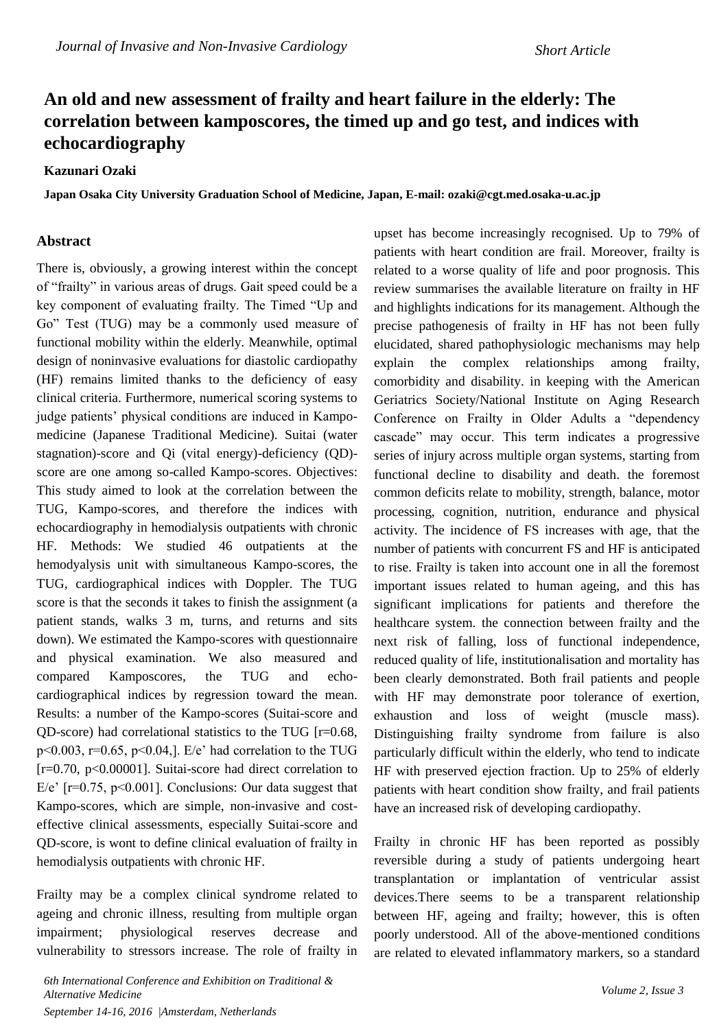# An old and new assessment of frailty and heart failure in the elderly: The correlation between kamposcores, the timed up and go test, and indices with echocardiography

**Kazunari Ozaki**

**Japan Osaka City University Graduation School of Medicine, Japan, E-mail: ozaki@cgt.med.osaka-u.ac.jp**

## Abstract

There is, obviously, a growing interest within the concept of "frailty" in various areas of drugs. Gait speed could be a key component of evaluating frailty. The Timed "Up and Go" Test (TUG) may be a commonly used measure of functional mobility within the elderly. Meanwhile, optimal design of noninvasive evaluations for diastolic cardiopathy (HF) remains limited thanks to the deficiency of easy clinical criteria. Furthermore, numerical scoring systems to judge patients' physical conditions are induced in Kampo-medicine (Japanese Traditional Medicine). Suitai (water stagnation)-score and Qi (vital energy)-deficiency (QD)-score are one among so-called Kampo-scores. Objectives: This study aimed to look at the correlation between the TUG, Kampo-scores, and therefore the indices with echocardiography in hemodialysis outpatients with chronic HF. Methods: We studied 46 outpatients at the hemodyalysis unit with simultaneous Kampo-scores, the TUG, cardiographical indices with Doppler. The TUG score is that the seconds it takes to finish the assignment (a patient stands, walks 3 m, turns, and returns and sits down). We estimated the Kampo-scores with questionnaire and physical examination. We also measured and compared Kamposcores, the TUG and echo-cardiographical indices by regression toward the mean. Results: a number of the Kampo-scores (Suitai-score and QD-score) had correlational statistics to the TUG [$r=0.68$, $p<0.003$, $r=0.65$, $p<0.04$,]. E/e' had correlation to the TUG [$r=0.70$, $p<0.00001$]. Suitai-score had direct correlation to E/e' [$r=0.75$, $p<0.001$]. Conclusions: Our data suggest that Kampo-scores, which are simple, non-invasive and cost-effective clinical assessments, especially Suitai-score and QD-score, is wont to define clinical evaluation of frailty in hemodialysis outpatients with chronic HF.

Frailty may be a complex clinical syndrome related to ageing and chronic illness, resulting from multiple organ impairment; physiological reserves decrease and vulnerability to stressors increase. The role of frailty in upset has become increasingly recognised. Up to 79% of patients with heart condition are frail. Moreover, frailty is related to a worse quality of life and poor prognosis. This review summarises the available literature on frailty in HF and highlights indications for its management. Although the precise pathogenesis of frailty in HF has not been fully elucidated, shared pathophysiologic mechanisms may help explain the complex relationships among frailty, comorbidity and disability. in keeping with the American Geriatrics Society/National Institute on Aging Research Conference on Frailty in Older Adults a "dependency cascade" may occur. This term indicates a progressive series of injury across multiple organ systems, starting from functional decline to disability and death. the foremost common deficits relate to mobility, strength, balance, motor processing, cognition, nutrition, endurance and physical activity. The incidence of FS increases with age, that the number of patients with concurrent FS and HF is anticipated to rise. Frailty is taken into account one in all the foremost important issues related to human ageing, and this has significant implications for patients and therefore the healthcare system. the connection between frailty and the next risk of falling, loss of functional independence, reduced quality of life, institutionalisation and mortality has been clearly demonstrated. Both frail patients and people with HF may demonstrate poor tolerance of exertion, exhaustion and loss of weight (muscle mass). Distinguishing frailty syndrome from failure is also particularly difficult within the elderly, who tend to indicate HF with preserved ejection fraction. Up to 25% of elderly patients with heart condition show frailty, and frail patients have an increased risk of developing cardiopathy.

Frailty in chronic HF has been reported as possibly reversible during a study of patients undergoing heart transplantation or implantation of ventricular assist devices.There seems to be a transparent relationship between HF, ageing and frailty; however, this is often poorly understood. All of the above-mentioned conditions are related to elevated inflammatory markers, so a standard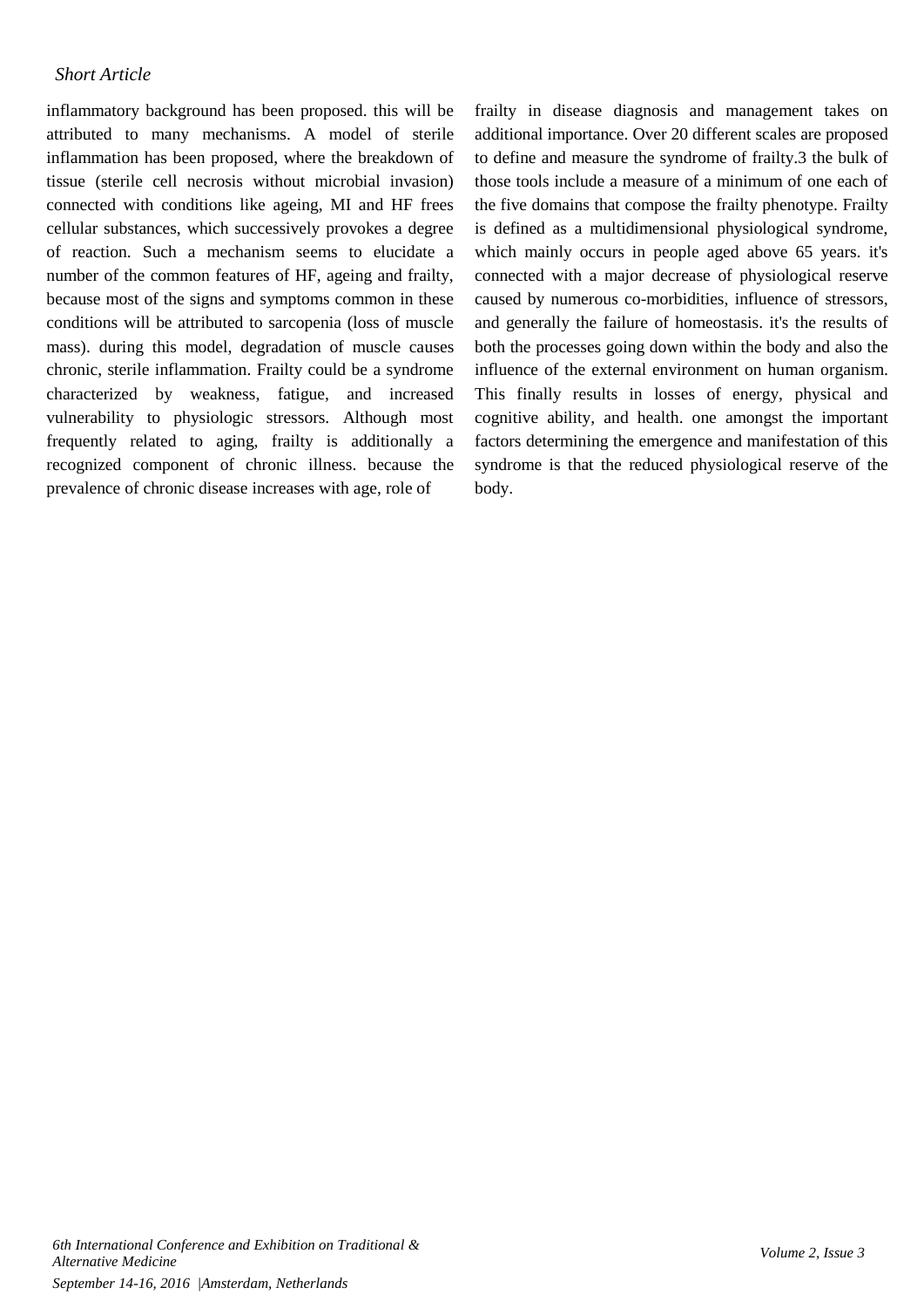inflammatory background has been proposed. this will be attributed to many mechanisms. A model of sterile inflammation has been proposed, where the breakdown of tissue (sterile cell necrosis without microbial invasion) connected with conditions like ageing, MI and HF frees cellular substances, which successively provokes a degree of reaction. Such a mechanism seems to elucidate a number of the common features of HF, ageing and frailty, because most of the signs and symptoms common in these conditions will be attributed to sarcopenia (loss of muscle mass). during this model, degradation of muscle causes chronic, sterile inflammation. Frailty could be a syndrome characterized by weakness, fatigue, and increased vulnerability to physiologic stressors. Although most frequently related to aging, frailty is additionally a recognized component of chronic illness. because the prevalence of chronic disease increases with age, role of frailty in disease diagnosis and management takes on additional importance. Over 20 different scales are proposed to define and measure the syndrome of frailty.3 the bulk of those tools include a measure of a minimum of one each of the five domains that compose the frailty phenotype. Frailty is defined as a multidimensional physiological syndrome, which mainly occurs in people aged above 65 years. it's connected with a major decrease of physiological reserve caused by numerous co-morbidities, influence of stressors, and generally the failure of homeostasis. it's the results of both the processes going down within the body and also the influence of the external environment on human organism. This finally results in losses of energy, physical and cognitive ability, and health. one amongst the important factors determining the emergence and manifestation of this syndrome is that the reduced physiological reserve of the body.